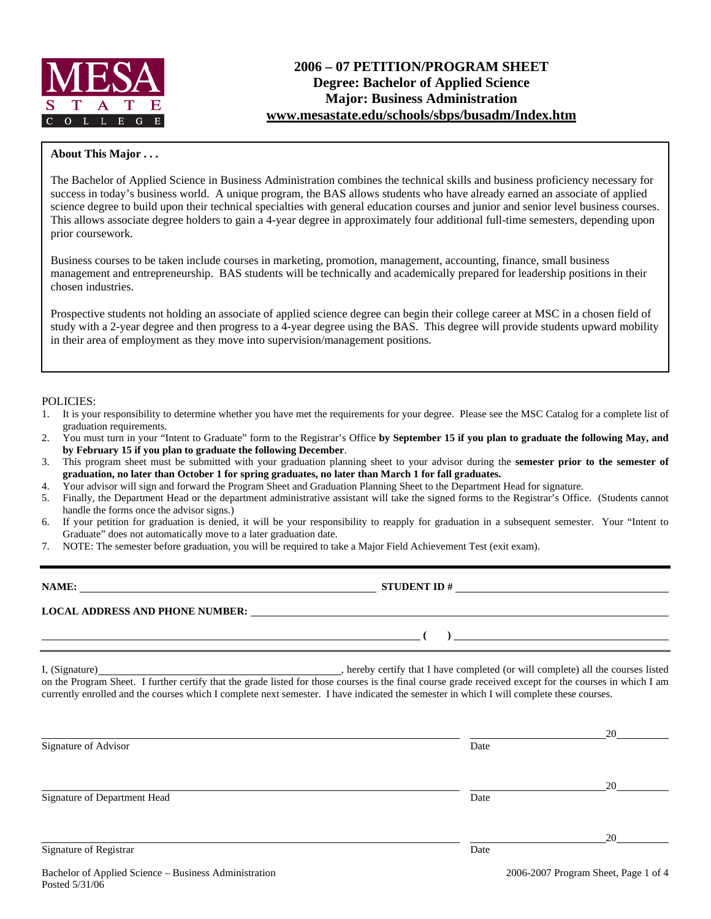MESA STATE COLLEGE

# 2006 – 07 PETITION/PROGRAM SHEET
## Degree: Bachelor of Applied Science
## Major: Business Administration
## www.mesastate.edu/schools/sbps/busadm/Index.htm

**About This Major . . .**

The Bachelor of Applied Science in Business Administration combines the technical skills and business proficiency necessary for success in today's business world. A unique program, the BAS allows students who have already earned an associate of applied science degree to build upon their technical specialties with general education courses and junior and senior level business courses. This allows associate degree holders to gain a 4-year degree in approximately four additional full-time semesters, depending upon prior coursework.

Business courses to be taken include courses in marketing, promotion, management, accounting, finance, small business management and entrepreneurship. BAS students will be technically and academically prepared for leadership positions in their chosen industries.

Prospective students not holding an associate of applied science degree can begin their college career at MSC in a chosen field of study with a 2-year degree and then progress to a 4-year degree using the BAS. This degree will provide students upward mobility in their area of employment as they move into supervision/management positions.

POLICIES:

1. It is your responsibility to determine whether you have met the requirements for your degree. Please see the MSC Catalog for a complete list of graduation requirements.
2. You must turn in your "Intent to Graduate" form to the Registrar's Office **by September 15 if you plan to graduate the following May, and by February 15 if you plan to graduate the following December**.
3. This program sheet must be submitted with your graduation planning sheet to your advisor during the **semester prior to the semester of graduation, no later than October 1 for spring graduates, no later than March 1 for fall graduates.**
4. Your advisor will sign and forward the Program Sheet and Graduation Planning Sheet to the Department Head for signature.
5. Finally, the Department Head or the department administrative assistant will take the signed forms to the Registrar's Office. (Students cannot handle the forms once the advisor signs.)
6. If your petition for graduation is denied, it will be your responsibility to reapply for graduation in a subsequent semester. Your "Intent to Graduate" does not automatically move to a later graduation date.
7. NOTE: The semester before graduation, you will be required to take a Major Field Achievement Test (exit exam).

---

**NAME:** ______________________ **STUDENT ID #** ______________________

**LOCAL ADDRESS AND PHONE NUMBER:** ______________________

______________________ **(    )** ______________________

I, (Signature)______________________, hereby certify that I have completed (or will complete) all the courses listed on the Program Sheet. I further certify that the grade listed for those courses is the final course grade received except for the courses in which I am currently enrolled and the courses which I complete next semester. I have indicated the semester in which I will complete these courses.

______________________ ______________ 20______
Signature of Advisor Date

______________________ ______________ 20______
Signature of Department Head Date

______________________ ______________ 20______
Signature of Registrar Date

Bachelor of Applied Science – Business Administration
Posted 5/31/06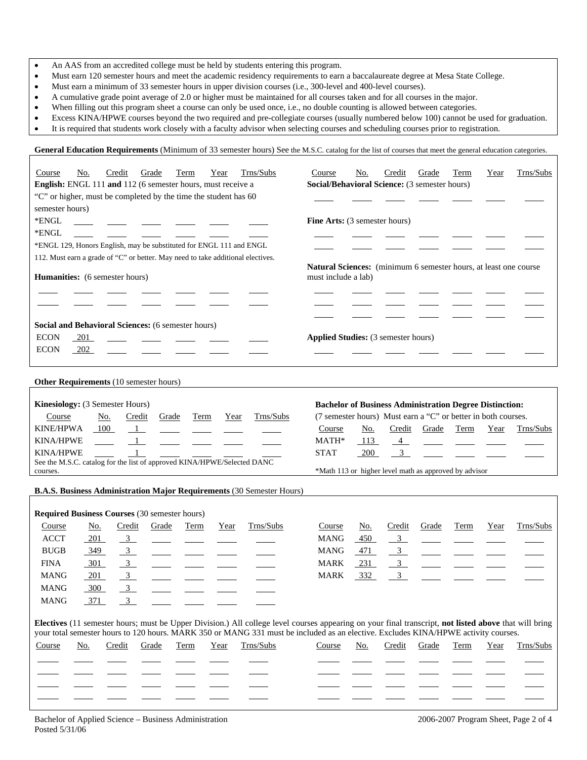- An AAS from an accredited college must be held by students entering this program.
- Must earn 120 semester hours and meet the academic residency requirements to earn a baccalaureate degree at Mesa State College.
- Must earn a minimum of 33 semester hours in upper division courses (i.e., 300-level and 400-level courses).
- A cumulative grade point average of 2.0 or higher must be maintained for all courses taken and for all courses in the major.
- When filling out this program sheet a course can only be used once, i.e., no double counting is allowed between categories.
- Excess KINA/HPWE courses beyond the two required and pre-collegiate courses (usually numbered below 100) cannot be used for graduation.
- It is required that students work closely with a faculty advisor when selecting courses and scheduling courses prior to registration.

**General Education Requirements** (Minimum of 33 semester hours) See the M.S.C. catalog for the list of courses that meet the general education categories.

**English:** ENGL 111 **and** 112 (6 semester hours, must receive a "C" or higher, must be completed by the time the student has 60 semester hours)

| Course | No. | Credit | Grade | Term | Year | Trns/Subs |
|---|---|---|---|---|---|---|
| *ENGL | | | | | | |
| *ENGL | | | | | | |

*ENGL 129, Honors English, may be substituted for ENGL 111 and ENGL 112. Must earn a grade of "C" or better. May need to take additional electives.

**Humanities:** (6 semester hours)

| Course | No. | Credit | Grade | Term | Year | Trns/Subs |
|---|---|---|---|---|---|---|
| | | | | | | |
| | | | | | | |

**Social and Behavioral Sciences:** (6 semester hours)

| Course | No. | Credit | Grade | Term | Year | Trns/Subs |
|---|---|---|---|---|---|---|
| ECON | 201 | | | | | |
| ECON | 202 | | | | | |

**Social/Behavioral Science:** (3 semester hours)

| Course | No. | Credit | Grade | Term | Year | Trns/Subs |
|---|---|---|---|---|---|---|
| | | | | | | |

**Fine Arts:** (3 semester hours)

| Course | No. | Credit | Grade | Term | Year | Trns/Subs |
|---|---|---|---|---|---|---|
| | | | | | | |
| | | | | | | |

**Natural Sciences:** (minimum 6 semester hours, at least one course must include a lab)

| Course | No. | Credit | Grade | Term | Year | Trns/Subs |
|---|---|---|---|---|---|---|
| | | | | | | |
| | | | | | | |
| | | | | | | |

**Applied Studies:** (3 semester hours)

| Course | No. | Credit | Grade | Term | Year | Trns/Subs |
|---|---|---|---|---|---|---|
| | | | | | | |

**Other Requirements** (10 semester hours)

**Kinesiology:** (3 Semester Hours)

| Course | No. | Credit | Grade | Term | Year | Trns/Subs |
|---|---|---|---|---|---|---|
| KINE/HPWA | 100 | 1 | | | | |
| KINA/HPWE | | 1 | | | | |
| KINA/HPWE | | 1 | | | | |

See the M.S.C. catalog for the list of approved KINA/HPWE/Selected DANC courses.

**Bachelor of Business Administration Degree Distinction:** (7 semester hours) Must earn a "C" or better in both courses.

| Course | No. | Credit | Grade | Term | Year | Trns/Subs |
|---|---|---|---|---|---|---|
| MATH* | 113 | 4 | | | | |
| STAT | 200 | 3 | | | | |

*Math 113 or higher level math as approved by advisor

**B.A.S. Business Administration Major Requirements** (30 Semester Hours)

**Required Business Courses** (30 semester hours)

| Course | No. | Credit | Grade | Term | Year | Trns/Subs |
|---|---|---|---|---|---|---|
| ACCT | 201 | 3 | | | | |
| BUGB | 349 | 3 | | | | |
| FINA | 301 | 3 | | | | |
| MANG | 201 | 3 | | | | |
| MANG | 300 | 3 | | | | |
| MANG | 371 | 3 | | | | |
| MANG | 450 | 3 | | | | |
| MANG | 471 | 3 | | | | |
| MARK | 231 | 3 | | | | |
| MARK | 332 | 3 | | | | |

**Electives** (11 semester hours; must be Upper Division.) All college level courses appearing on your final transcript, **not listed above** that will bring your total semester hours to 120 hours. MARK 350 or MANG 331 must be included as an elective. Excludes KINA/HPWE activity courses.

| Course | No. | Credit | Grade | Term | Year | Trns/Subs |
|---|---|---|---|---|---|---|
| | | | | | | |
| | | | | | | |
| | | | | | | |
| | | | | | | |
| | | | | | | |
| | | | | | | |
| | | | | | | |
| | | | | | | |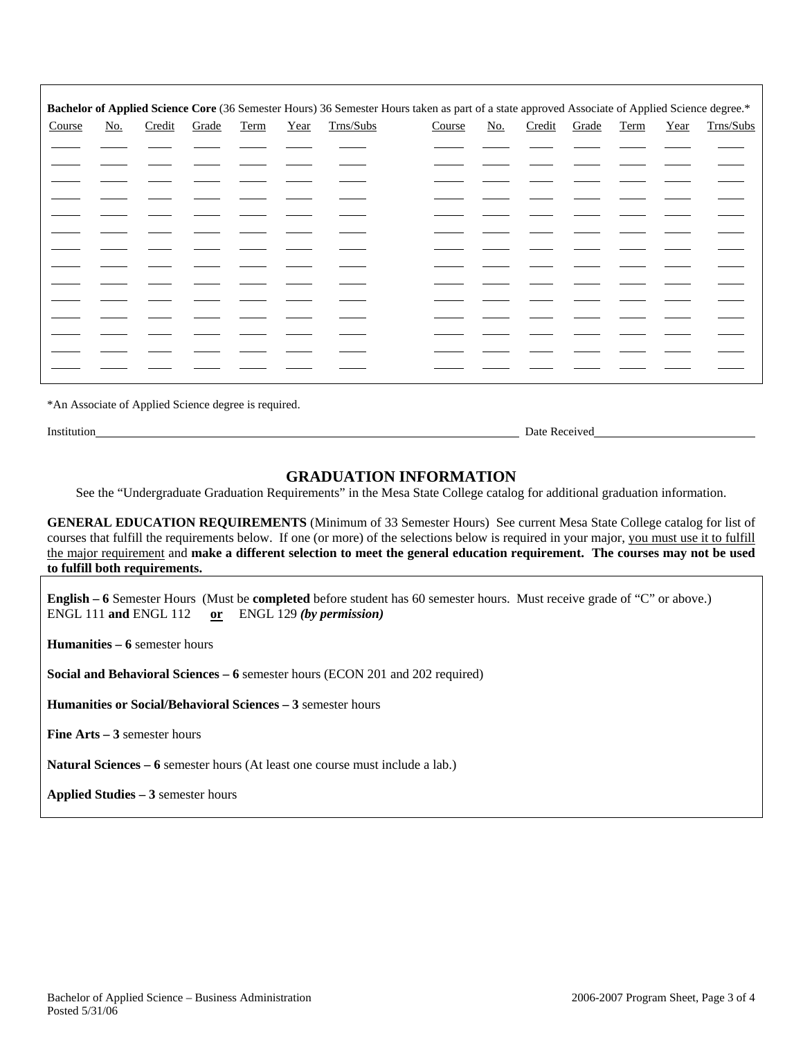**Bachelor of Applied Science Core** (36 Semester Hours) 36 Semester Hours taken as part of a state approved Associate of Applied Science degree.*

| Course | No. | Credit | Grade | Term | Year | Trns/Subs | Course | No. | Credit | Grade | Term | Year | Trns/Subs |
|---|---|---|---|---|---|---|---|---|---|---|---|---|---|
| | | | | | | | | | | | | | |
| | | | | | | | | | | | | | |
| | | | | | | | | | | | | | |
| | | | | | | | | | | | | | |
| | | | | | | | | | | | | | |
| | | | | | | | | | | | | | |
| | | | | | | | | | | | | | |
| | | | | | | | | | | | | | |
| | | | | | | | | | | | | | |
| | | | | | | | | | | | | | |
| | | | | | | | | | | | | | |
| | | | | | | | | | | | | | |
| | | | | | | | | | | | | | |
| | | | | | | | | | | | | | |

*An Associate of Applied Science degree is required.

Institution\_\_\_\_\_\_\_\_\_\_\_\_\_\_\_\_\_\_\_\_\_\_\_\_\_\_\_\_\_\_ Date Received\_\_\_\_\_\_\_\_\_\_\_\_\_\_\_\_\_\_

## GRADUATION INFORMATION

See the "Undergraduate Graduation Requirements" in the Mesa State College catalog for additional graduation information.

**GENERAL EDUCATION REQUIREMENTS** (Minimum of 33 Semester Hours) See current Mesa State College catalog for list of courses that fulfill the requirements below. If one (or more) of the selections below is required in your major, you must use it to fulfill the major requirement and **make a different selection to meet the general education requirement. The courses may not be used to fulfill both requirements.**

**English – 6** Semester Hours (Must be **completed** before student has 60 semester hours. Must receive grade of "C" or above.)
ENGL 111 **and** ENGL 112 **or** ENGL 129 ***(by permission)***

**Humanities – 6** semester hours

**Social and Behavioral Sciences – 6** semester hours (ECON 201 and 202 required)

**Humanities or Social/Behavioral Sciences – 3** semester hours

**Fine Arts – 3** semester hours

**Natural Sciences – 6** semester hours (At least one course must include a lab.)

**Applied Studies – 3** semester hours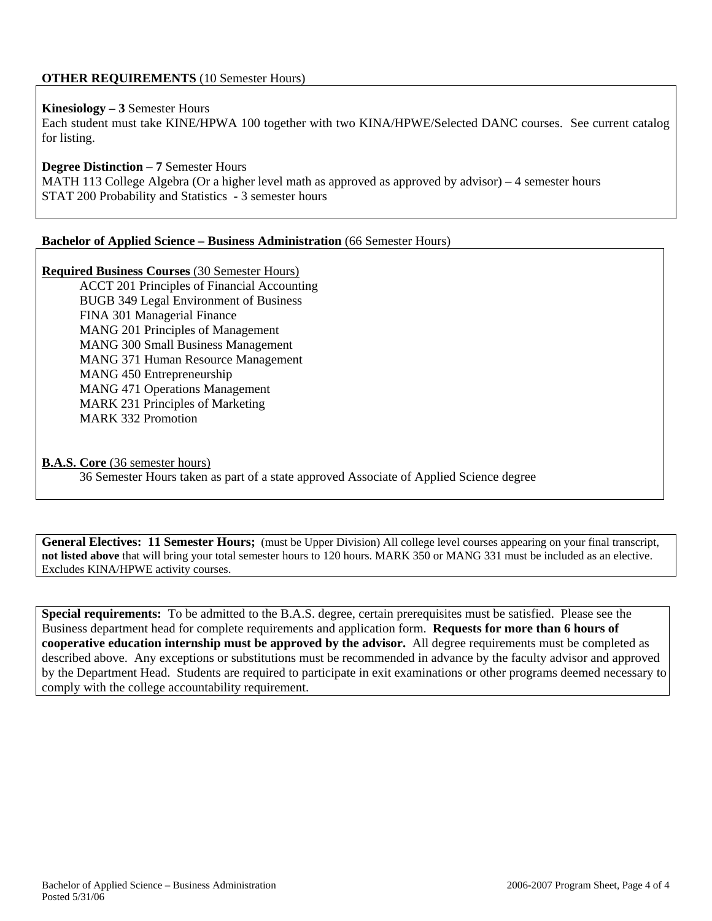**OTHER REQUIREMENTS** (10 Semester Hours)

**Kinesiology – 3** Semester Hours
Each student must take KINE/HPWA 100 together with two KINA/HPWE/Selected DANC courses. See current catalog for listing.

**Degree Distinction – 7** Semester Hours
MATH 113 College Algebra (Or a higher level math as approved as approved by advisor) – 4 semester hours
STAT 200 Probability and Statistics - 3 semester hours

**Bachelor of Applied Science – Business Administration** (66 Semester Hours)

**Required Business Courses** (30 Semester Hours)

- ACCT 201 Principles of Financial Accounting
- BUGB 349 Legal Environment of Business
- FINA 301 Managerial Finance
- MANG 201 Principles of Management
- MANG 300 Small Business Management
- MANG 371 Human Resource Management
- MANG 450 Entrepreneurship
- MANG 471 Operations Management
- MARK 231 Principles of Marketing
- MARK 332 Promotion

**B.A.S. Core** (36 semester hours)

36 Semester Hours taken as part of a state approved Associate of Applied Science degree

**General Electives: 11 Semester Hours;** (must be Upper Division) All college level courses appearing on your final transcript, **not listed above** that will bring your total semester hours to 120 hours. MARK 350 or MANG 331 must be included as an elective. Excludes KINA/HPWE activity courses.

**Special requirements:** To be admitted to the B.A.S. degree, certain prerequisites must be satisfied. Please see the Business department head for complete requirements and application form. **Requests for more than 6 hours of cooperative education internship must be approved by the advisor.** All degree requirements must be completed as described above. Any exceptions or substitutions must be recommended in advance by the faculty advisor and approved by the Department Head. Students are required to participate in exit examinations or other programs deemed necessary to comply with the college accountability requirement.